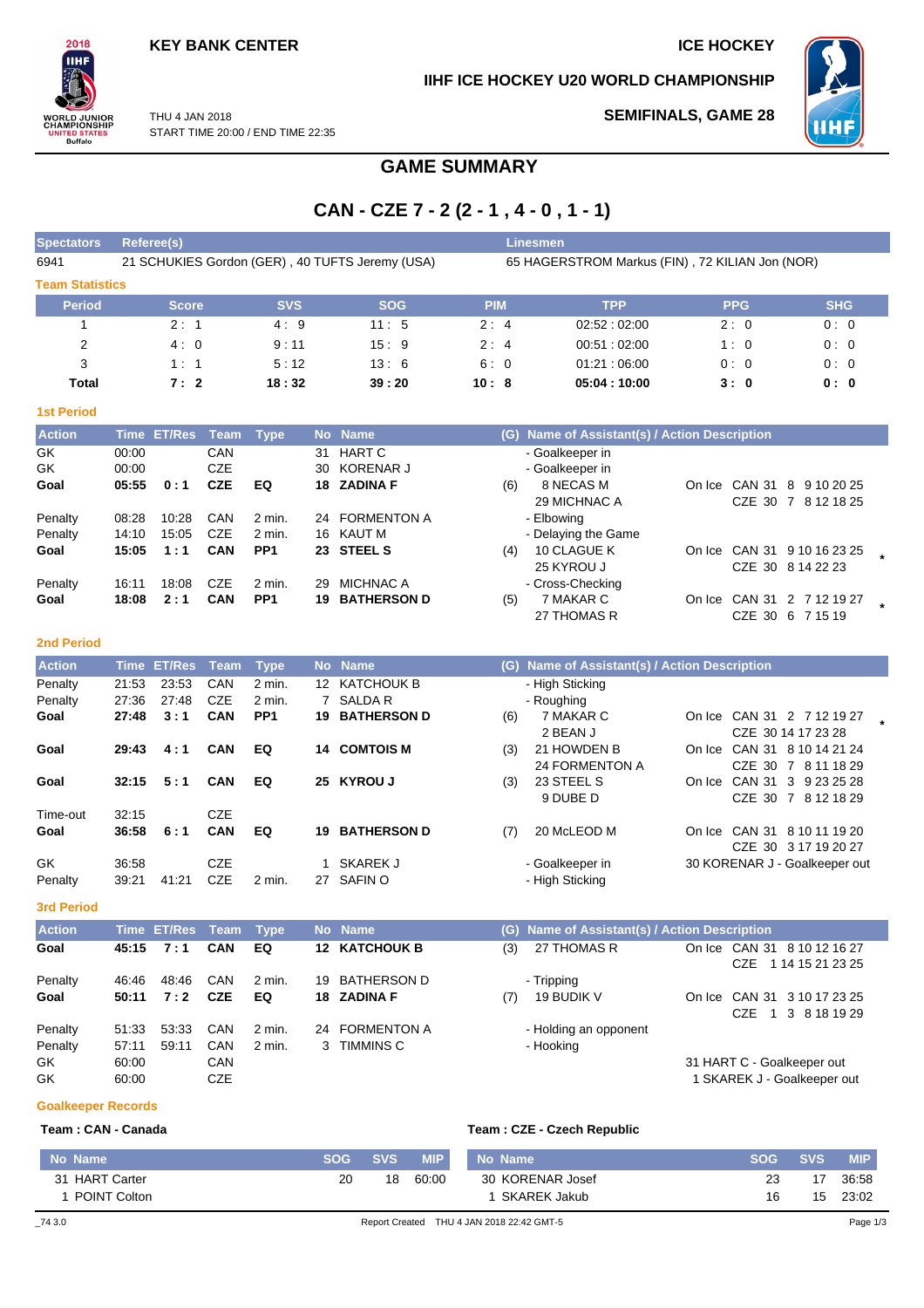KEY BANK CENTER

ICE HOCKEY

IIHF ICE HOCKEY U20 WORLD CHAMPIONSHIP

THU 4 JAN 2018
START TIME 20:00 / END TIME 22:35

SEMIFINALS, GAME 28

# GAME SUMMARY

## CAN - CZE 7 - 2 (2 - 1 , 4 - 0 , 1 - 1)

| Spectators | Referee(s) | Linesmen |
|---|---|---|
| 6941 | 21 SCHUKIES Gordon (GER) , 40 TUFTS Jeremy (USA) | 65 HAGERSTROM Markus (FIN) , 72 KILIAN Jon (NOR) |

### Team Statistics

| Period | Score | SVS | SOG | PIM | TPP | PPG | SHG |
|---|---|---|---|---|---|---|---|
| 1 | 2 : 1 | 4 : 9 | 11 : 5 | 2 : 4 | 02:52 : 02:00 | 2 : 0 | 0 : 0 |
| 2 | 4 : 0 | 9 : 11 | 15 : 9 | 2 : 4 | 00:51 : 02:00 | 1 : 0 | 0 : 0 |
| 3 | 1 : 1 | 5 : 12 | 13 : 6 | 6 : 0 | 01:21 : 06:00 | 0 : 0 | 0 : 0 |
| **Total** | **7 : 2** | **18 : 32** | **39 : 20** | **10 : 8** | **05:04 : 10:00** | **3 : 0** | **0 : 0** |

### 1st Period

| Action | Time | ET/Res | Team | Type | No | Name | (G) | Name of Assistant(s) / Action Description | | |
|---|---|---|---|---|---|---|---|---|---|---|
| GK | 00:00 | | CAN | | 31 | HART C | | - Goalkeeper in | | |
| GK | 00:00 | | CZE | | 30 | KORENAR J | | - Goalkeeper in | | |
| **Goal** | **05:55** | **0 : 1** | **CZE** | **EQ** | **18** | **ZADINA F** | (6) | 8 NECAS M<br>29 MICHNAC A | On Ice | CAN 31 8 9 10 20 25<br>CZE 30 7 8 12 18 25 |
| Penalty | 08:28 | 10:28 | CAN | 2 min. | 24 | FORMENTON A | | - Elbowing | | |
| Penalty | 14:10 | 15:05 | CZE | 2 min. | 16 | KAUT M | | - Delaying the Game | | |
| **Goal** | **15:05** | **1 : 1** | **CAN** | **PP1** | **23** | **STEEL S** | (4) | 10 CLAGUE K<br>25 KYROU J | On Ice | CAN 31 9 10 16 23 25 *<br>CZE 30 8 14 22 23 |
| Penalty | 16:11 | 18:08 | CZE | 2 min. | 29 | MICHNAC A | | - Cross-Checking | | |
| **Goal** | **18:08** | **2 : 1** | **CAN** | **PP1** | **19** | **BATHERSON D** | (5) | 7 MAKAR C<br>27 THOMAS R | On Ice | CAN 31 2 7 12 19 27 *<br>CZE 30 6 7 15 19 |

### 2nd Period

| Action | Time | ET/Res | Team | Type | No | Name | (G) | Name of Assistant(s) / Action Description | | |
|---|---|---|---|---|---|---|---|---|---|---|
| Penalty | 21:53 | 23:53 | CAN | 2 min. | 12 | KATCHOUK B | | - High Sticking | | |
| Penalty | 27:36 | 27:48 | CZE | 2 min. | 7 | SALDA R | | - Roughing | | |
| **Goal** | **27:48** | **3 : 1** | **CAN** | **PP1** | **19** | **BATHERSON D** | (6) | 7 MAKAR C<br>2 BEAN J | On Ice | CAN 31 2 7 12 19 27 *<br>CZE 30 14 17 23 28 |
| **Goal** | **29:43** | **4 : 1** | **CAN** | **EQ** | **14** | **COMTOIS M** | (3) | 21 HOWDEN B<br>24 FORMENTON A | On Ice | CAN 31 8 10 14 21 24<br>CZE 30 7 8 11 18 29 |
| **Goal** | **32:15** | **5 : 1** | **CAN** | **EQ** | **25** | **KYROU J** | (3) | 23 STEEL S<br>9 DUBE D | On Ice | CAN 31 3 9 23 25 28<br>CZE 30 7 8 12 18 29 |
| Time-out | 32:15 | | CZE | | | | | | | |
| **Goal** | **36:58** | **6 : 1** | **CAN** | **EQ** | **19** | **BATHERSON D** | (7) | 20 McLEOD M | On Ice | CAN 31 8 10 11 19 20<br>CZE 30 3 17 19 20 27 |
| GK | 36:58 | | CZE | | 1 | SKAREK J | | - Goalkeeper in | | 30 KORENAR J - Goalkeeper out |
| Penalty | 39:21 | 41:21 | CZE | 2 min. | 27 | SAFIN O | | - High Sticking | | |

### 3rd Period

| Action | Time | ET/Res | Team | Type | No | Name | (G) | Name of Assistant(s) / Action Description | | |
|---|---|---|---|---|---|---|---|---|---|---|
| **Goal** | **45:15** | **7 : 1** | **CAN** | **EQ** | **12** | **KATCHOUK B** | (3) | 27 THOMAS R | On Ice | CAN 31 8 10 12 16 27<br>CZE 1 14 15 21 23 25 |
| Penalty | 46:46 | 48:46 | CAN | 2 min. | 19 | BATHERSON D | | - Tripping | | |
| **Goal** | **50:11** | **7 : 2** | **CZE** | **EQ** | **18** | **ZADINA F** | (7) | 19 BUDIK V | On Ice | CAN 31 3 10 17 23 25<br>CZE 1 3 8 18 19 29 |
| Penalty | 51:33 | 53:33 | CAN | 2 min. | 24 | FORMENTON A | | - Holding an opponent | | |
| Penalty | 57:11 | 59:11 | CAN | 2 min. | 3 | TIMMINS C | | - Hooking | | |
| GK | 60:00 | | CAN | | | | | | | 31 HART C - Goalkeeper out |
| GK | 60:00 | | CZE | | | | | | | 1 SKAREK J - Goalkeeper out |

### Goalkeeper Records

**Team : CAN - Canada**

| No | Name | SOG | SVS | MIP |
|---|---|---|---|---|
| 31 | HART Carter | 20 | 18 | 60:00 |
| 1 | POINT Colton | | | |

**Team : CZE - Czech Republic**

| No | Name | SOG | SVS | MIP |
|---|---|---|---|---|
| 30 | KORENAR Josef | 23 | 17 | 36:58 |
| 1 | SKAREK Jakub | 16 | 15 | 23:02 |

_74 3.0 Report Created THU 4 JAN 2018 22:42 GMT-5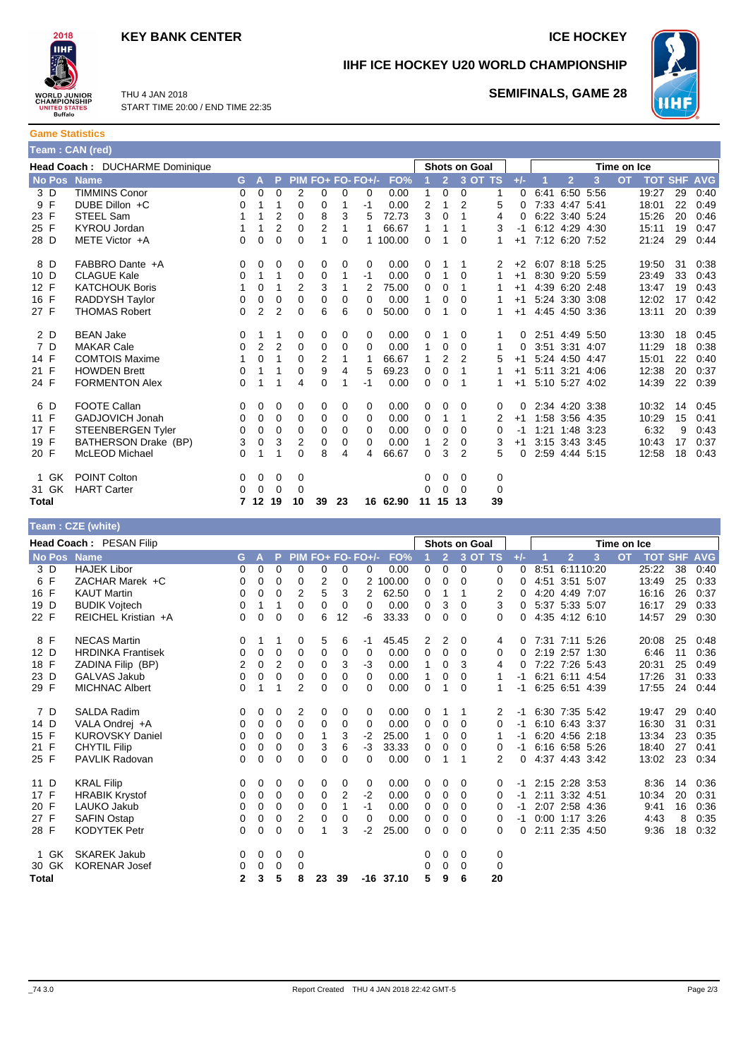**KEY BANK CENTER** — **ICE HOCKEY**

# IIHF ICE HOCKEY U20 WORLD CHAMPIONSHIP

THU 4 JAN 2018
START TIME 20:00 / END TIME 22:35

**SEMIFINALS, GAME 28**

## Game Statistics

### Team : CAN (red)

**Head Coach :** DUCHARME Dominique

| No | Pos | Name | G | A | P | PIM | FO+ | FO- | FO+/- | FO% | Shots 1 | 2 | 3 | OT | TS | +/- | TOI 1 | 2 | 3 | OT | TOT | SHF | AVG |
|---|---|---|---|---|---|---|---|---|---|---|---|---|---|---|---|---|---|---|---|---|---|---|---|
| 3 | D | TIMMINS Conor | 0 | 0 | 0 | 2 | 0 | 0 | 0 | 0.00 | 1 | 0 | 0 | | 1 | 0 | 6:41 | 6:50 | 5:56 | | 19:27 | 29 | 0:40 |
| 9 | F | DUBE Dillon +C | 0 | 1 | 1 | 0 | 0 | 1 | -1 | 0.00 | 2 | 1 | 2 | | 5 | 0 | 7:33 | 4:47 | 5:41 | | 18:01 | 22 | 0:49 |
| 23 | F | STEEL Sam | 1 | 1 | 2 | 0 | 8 | 3 | 5 | 72.73 | 3 | 0 | 1 | | 4 | 0 | 6:22 | 3:40 | 5:24 | | 15:26 | 20 | 0:46 |
| 25 | F | KYROU Jordan | 1 | 1 | 2 | 0 | 2 | 1 | 1 | 66.67 | 1 | 1 | 1 | | 3 | -1 | 6:12 | 4:29 | 4:30 | | 15:11 | 19 | 0:47 |
| 28 | D | METE Victor +A | 0 | 0 | 0 | 0 | 1 | 0 | 1 | 100.00 | 0 | 1 | 0 | | 1 | +1 | 7:12 | 6:20 | 7:52 | | 21:24 | 29 | 0:44 |
| 8 | D | FABBRO Dante +A | 0 | 0 | 0 | 0 | 0 | 0 | 0 | 0.00 | 0 | 1 | 1 | | 2 | +2 | 6:07 | 8:18 | 5:25 | | 19:50 | 31 | 0:38 |
| 10 | D | CLAGUE Kale | 0 | 1 | 1 | 0 | 0 | 1 | -1 | 0.00 | 0 | 1 | 0 | | 1 | +1 | 8:30 | 9:20 | 5:59 | | 23:49 | 33 | 0:43 |
| 12 | F | KATCHOUK Boris | 1 | 0 | 1 | 2 | 3 | 1 | 2 | 75.00 | 0 | 0 | 1 | | 1 | +1 | 4:39 | 6:20 | 2:48 | | 13:47 | 19 | 0:43 |
| 16 | F | RADDYSH Taylor | 0 | 0 | 0 | 0 | 0 | 0 | 0 | 0.00 | 1 | 0 | 0 | | 1 | +1 | 5:24 | 3:30 | 3:08 | | 12:02 | 17 | 0:42 |
| 27 | F | THOMAS Robert | 0 | 2 | 2 | 0 | 6 | 6 | 0 | 50.00 | 0 | 1 | 0 | | 1 | +1 | 4:45 | 4:50 | 3:36 | | 13:11 | 20 | 0:39 |
| 2 | D | BEAN Jake | 0 | 1 | 1 | 0 | 0 | 0 | 0 | 0.00 | 0 | 1 | 0 | | 1 | 0 | 2:51 | 4:49 | 5:50 | | 13:30 | 18 | 0:45 |
| 7 | D | MAKAR Cale | 0 | 2 | 2 | 0 | 0 | 0 | 0 | 0.00 | 1 | 0 | 0 | | 1 | 0 | 3:51 | 3:31 | 4:07 | | 11:29 | 18 | 0:38 |
| 14 | F | COMTOIS Maxime | 1 | 0 | 1 | 0 | 2 | 1 | 1 | 66.67 | 1 | 2 | 2 | | 5 | +1 | 5:24 | 4:50 | 4:47 | | 15:01 | 22 | 0:40 |
| 21 | F | HOWDEN Brett | 0 | 1 | 1 | 0 | 9 | 4 | 5 | 69.23 | 0 | 0 | 1 | | 1 | +1 | 5:11 | 3:21 | 4:06 | | 12:38 | 20 | 0:37 |
| 24 | F | FORMENTON Alex | 0 | 1 | 1 | 4 | 0 | 1 | -1 | 0.00 | 0 | 0 | 1 | | 1 | +1 | 5:10 | 5:27 | 4:02 | | 14:39 | 22 | 0:39 |
| 6 | D | FOOTE Callan | 0 | 0 | 0 | 0 | 0 | 0 | 0 | 0.00 | 0 | 0 | 0 | | 0 | 0 | 2:34 | 4:20 | 3:38 | | 10:32 | 14 | 0:45 |
| 11 | F | GADJOVICH Jonah | 0 | 0 | 0 | 0 | 0 | 0 | 0 | 0.00 | 0 | 1 | 1 | | 2 | +1 | 1:58 | 3:56 | 4:35 | | 10:29 | 15 | 0:41 |
| 17 | F | STEENBERGEN Tyler | 0 | 0 | 0 | 0 | 0 | 0 | 0 | 0.00 | 0 | 0 | 0 | | 0 | -1 | 1:21 | 1:48 | 3:23 | | 6:32 | 9 | 0:43 |
| 19 | F | BATHERSON Drake (BP) | 3 | 0 | 3 | 2 | 0 | 0 | 0 | 0.00 | 1 | 2 | 0 | | 3 | +1 | 3:15 | 3:43 | 3:45 | | 10:43 | 17 | 0:37 |
| 20 | F | McLEOD Michael | 0 | 1 | 1 | 0 | 8 | 4 | 4 | 66.67 | 0 | 3 | 2 | | 5 | 0 | 2:59 | 4:44 | 5:15 | | 12:58 | 18 | 0:43 |
| 1 | GK | POINT Colton | 0 | 0 | 0 | 0 | | | | | 0 | 0 | 0 | | 0 | | | | | | | | |
| 31 | GK | HART Carter | 0 | 0 | 0 | 0 | | | | | 0 | 0 | 0 | | 0 | | | | | | | | |
| **Total** | | | **7** | **12** | **19** | **10** | **39** | **23** | **16** | **62.90** | **11** | **15** | **13** | | **39** | | | | | | | | |

### Team : CZE (white)

**Head Coach :** PESAN Filip

| No | Pos | Name | G | A | P | PIM | FO+ | FO- | FO+/- | FO% | Shots 1 | 2 | 3 | OT | TS | +/- | TOI 1 | 2 | 3 | OT | TOT | SHF | AVG |
|---|---|---|---|---|---|---|---|---|---|---|---|---|---|---|---|---|---|---|---|---|---|---|---|
| 3 | D | HAJEK Libor | 0 | 0 | 0 | 0 | 0 | 0 | 0 | 0.00 | 0 | 0 | 0 | | 0 | 0 | 8:51 | 6:11 | 10:20 | | 25:22 | 38 | 0:40 |
| 6 | F | ZACHAR Marek +C | 0 | 0 | 0 | 0 | 2 | 0 | 2 | 100.00 | 0 | 0 | 0 | | 0 | 0 | 4:51 | 3:51 | 5:07 | | 13:49 | 25 | 0:33 |
| 16 | F | KAUT Martin | 0 | 0 | 0 | 2 | 5 | 3 | 2 | 62.50 | 0 | 1 | 1 | | 2 | 0 | 4:20 | 4:49 | 7:07 | | 16:16 | 26 | 0:37 |
| 19 | D | BUDIK Vojtech | 0 | 1 | 1 | 0 | 0 | 0 | 0 | 0.00 | 0 | 3 | 0 | | 3 | 0 | 5:37 | 5:33 | 5:07 | | 16:17 | 29 | 0:33 |
| 22 | F | REICHEL Kristian +A | 0 | 0 | 0 | 0 | 6 | 12 | -6 | 33.33 | 0 | 0 | 0 | | 0 | 0 | 4:35 | 4:12 | 6:10 | | 14:57 | 29 | 0:30 |
| 8 | F | NECAS Martin | 0 | 1 | 1 | 0 | 5 | 6 | -1 | 45.45 | 2 | 2 | 0 | | 4 | 0 | 7:31 | 7:11 | 5:26 | | 20:08 | 25 | 0:48 |
| 12 | D | HRDINKA Frantisek | 0 | 0 | 0 | 0 | 0 | 0 | 0 | 0.00 | 0 | 0 | 0 | | 0 | 0 | 2:19 | 2:57 | 1:30 | | 6:46 | 11 | 0:36 |
| 18 | F | ZADINA Filip (BP) | 2 | 0 | 2 | 0 | 0 | 3 | -3 | 0.00 | 1 | 0 | 3 | | 4 | 0 | 7:22 | 7:26 | 5:43 | | 20:31 | 25 | 0:49 |
| 23 | D | GALVAS Jakub | 0 | 0 | 0 | 0 | 0 | 0 | 0 | 0.00 | 1 | 0 | 0 | | 1 | -1 | 6:21 | 6:11 | 4:54 | | 17:26 | 31 | 0:33 |
| 29 | F | MICHNAC Albert | 0 | 1 | 1 | 2 | 0 | 0 | 0 | 0.00 | 0 | 1 | 0 | | 1 | -1 | 6:25 | 6:51 | 4:39 | | 17:55 | 24 | 0:44 |
| 7 | D | SALDA Radim | 0 | 0 | 0 | 2 | 0 | 0 | 0 | 0.00 | 0 | 1 | 1 | | 2 | -1 | 6:30 | 7:35 | 5:42 | | 19:47 | 29 | 0:40 |
| 14 | D | VALA Ondrej +A | 0 | 0 | 0 | 0 | 0 | 0 | 0 | 0.00 | 0 | 0 | 0 | | 0 | -1 | 6:10 | 6:43 | 3:37 | | 16:30 | 31 | 0:31 |
| 15 | F | KUROVSKY Daniel | 0 | 0 | 0 | 0 | 1 | 3 | -2 | 25.00 | 1 | 0 | 0 | | 1 | -1 | 6:20 | 4:56 | 2:18 | | 13:34 | 23 | 0:35 |
| 21 | F | CHYTIL Filip | 0 | 0 | 0 | 0 | 3 | 6 | -3 | 33.33 | 0 | 0 | 0 | | 0 | -1 | 6:16 | 6:58 | 5:26 | | 18:40 | 27 | 0:41 |
| 25 | F | PAVLIK Radovan | 0 | 0 | 0 | 0 | 0 | 0 | 0 | 0.00 | 0 | 1 | 1 | | 2 | 0 | 4:37 | 4:43 | 3:42 | | 13:02 | 23 | 0:34 |
| 11 | D | KRAL Filip | 0 | 0 | 0 | 0 | 0 | 0 | 0 | 0.00 | 0 | 0 | 0 | | 0 | -1 | 2:15 | 2:28 | 3:53 | | 8:36 | 14 | 0:36 |
| 17 | F | HRABIK Krystof | 0 | 0 | 0 | 0 | 0 | 2 | -2 | 0.00 | 0 | 0 | 0 | | 0 | -1 | 2:11 | 3:32 | 4:51 | | 10:34 | 20 | 0:31 |
| 20 | F | LAUKO Jakub | 0 | 0 | 0 | 0 | 0 | 1 | -1 | 0.00 | 0 | 0 | 0 | | 0 | -1 | 2:07 | 2:58 | 4:36 | | 9:41 | 16 | 0:36 |
| 27 | F | SAFIN Ostap | 0 | 0 | 0 | 2 | 0 | 0 | 0 | 0.00 | 0 | 0 | 0 | | 0 | -1 | 0:00 | 1:17 | 3:26 | | 4:43 | 8 | 0:35 |
| 28 | F | KODYTEK Petr | 0 | 0 | 0 | 0 | 1 | 3 | -2 | 25.00 | 0 | 0 | 0 | | 0 | 0 | 2:11 | 2:35 | 4:50 | | 9:36 | 18 | 0:32 |
| 1 | GK | SKAREK Jakub | 0 | 0 | 0 | 0 | | | | | 0 | 0 | 0 | | 0 | | | | | | | | |
| 30 | GK | KORENAR Josef | 0 | 0 | 0 | 0 | | | | | 0 | 0 | 0 | | 0 | | | | | | | | |
| **Total** | | | **2** | **3** | **5** | **8** | **23** | **39** | **-16** | **37.10** | **5** | **9** | **6** | | **20** | | | | | | | | |

_74 3.0 — Report Created THU 4 JAN 2018 22:42 GMT-5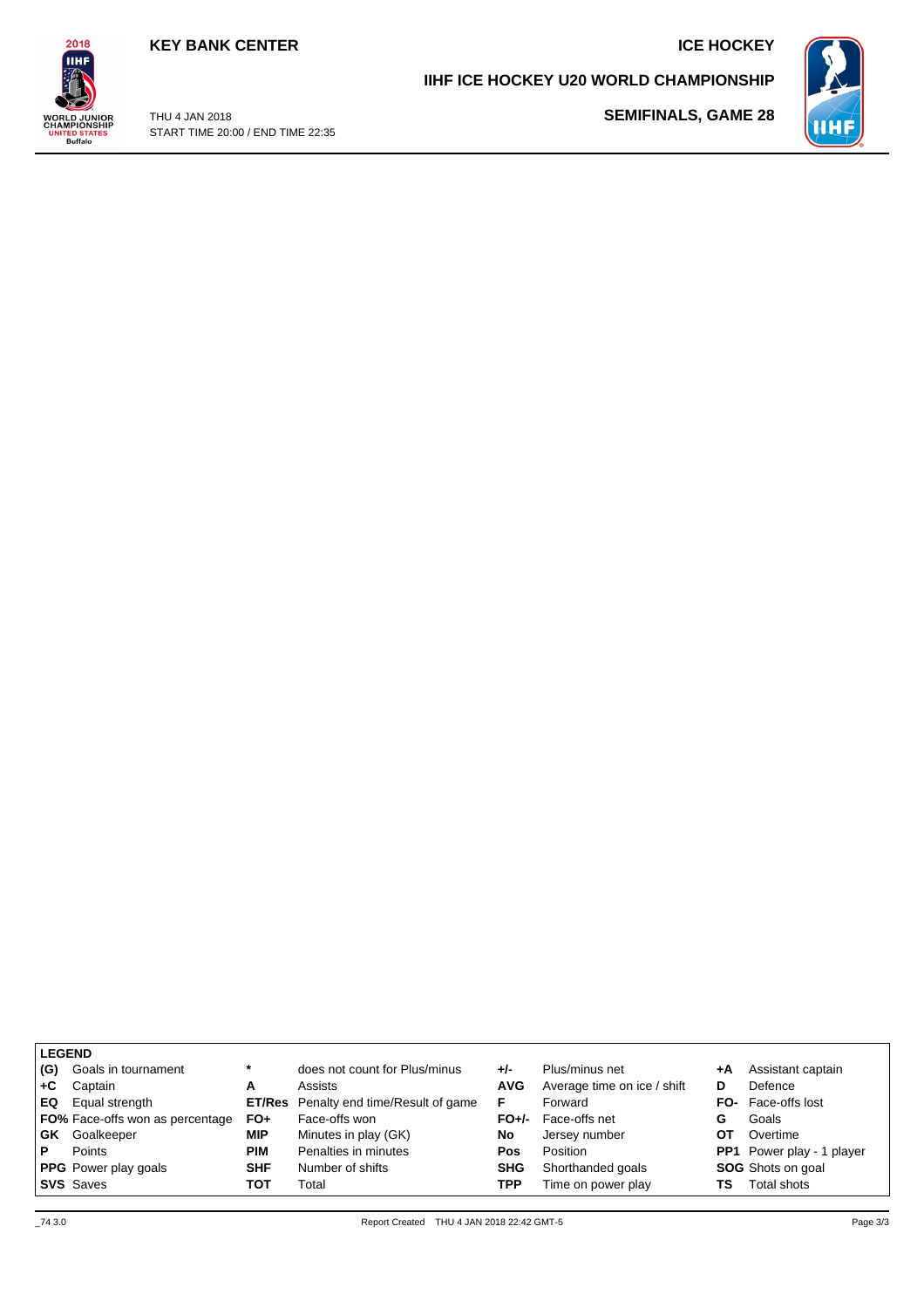KEY BANK CENTER

ICE HOCKEY

IIHF ICE HOCKEY U20 WORLD CHAMPIONSHIP

THU 4 JAN 2018
START TIME 20:00 / END TIME 22:35

SEMIFINALS, GAME 28

**LEGEND**

| | | | | | | | |
|---|---|---|---|---|---|---|---|
| **(G)** | Goals in tournament | **\*** | does not count for Plus/minus | **+/-** | Plus/minus net | **+A** | Assistant captain |
| **+C** | Captain | **A** | Assists | **AVG** | Average time on ice / shift | **D** | Defence |
| **EQ** | Equal strength | **ET/Res** | Penalty end time/Result of game | **F** | Forward | **FO-** | Face-offs lost |
| **FO%** | Face-offs won as percentage | **FO+** | Face-offs won | **FO+/-** | Face-offs net | **G** | Goals |
| **GK** | Goalkeeper | **MIP** | Minutes in play (GK) | **No** | Jersey number | **OT** | Overtime |
| **P** | Points | **PIM** | Penalties in minutes | **Pos** | Position | **PP1** | Power play - 1 player |
| **PPG** | Power play goals | **SHF** | Number of shifts | **SHG** | Shorthanded goals | **SOG** | Shots on goal |
| **SVS** | Saves | **TOT** | Total | **TPP** | Time on power play | **TS** | Total shots |

_74 3.0 Report Created THU 4 JAN 2018 22:42 GMT-5